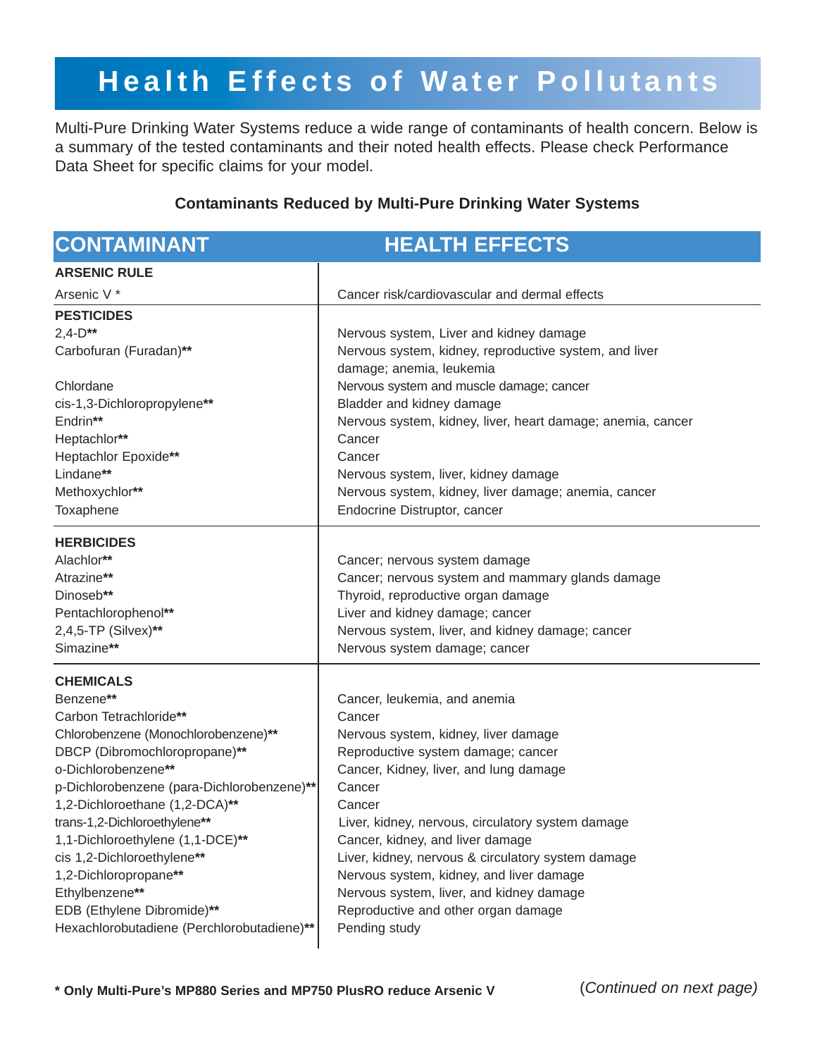# Health Effects of Water Pollutants

Multi-Pure Drinking Water Systems reduce a wide range of contaminants of health concern. Below is a summary of the tested contaminants and their noted health effects. Please check Performance Data Sheet for specific claims for your model.

**Contaminants Reduced by Multi-Pure Drinking Water Systems**

| CONTAMINANT | HEALTH EFFECTS |
|---|---|
| **ARSENIC RULE** | |
| Arsenic V * | Cancer risk/cardiovascular and dermal effects |
| **PESTICIDES** | |
| 2,4-D** | Nervous system, Liver and kidney damage |
| Carbofuran (Furadan)** | Nervous system, kidney, reproductive system, and liver damage; anemia, leukemia |
| Chlordane | Nervous system and muscle damage; cancer |
| cis-1,3-Dichloropropylene** | Bladder and kidney damage |
| Endrin** | Nervous system, kidney, liver, heart damage; anemia, cancer |
| Heptachlor** | Cancer |
| Heptachlor Epoxide** | Cancer |
| Lindane** | Nervous system, liver, kidney damage |
| Methoxychlor** | Nervous system, kidney, liver damage; anemia, cancer |
| Toxaphene | Endocrine Distruptor, cancer |
| **HERBICIDES** | |
| Alachlor** | Cancer; nervous system damage |
| Atrazine** | Cancer; nervous system and mammary glands damage |
| Dinoseb** | Thyroid, reproductive organ damage |
| Pentachlorophenol** | Liver and kidney damage; cancer |
| 2,4,5-TP (Silvex)** | Nervous system, liver, and kidney damage; cancer |
| Simazine** | Nervous system damage; cancer |
| **CHEMICALS** | |
| Benzene** | Cancer, leukemia, and anemia |
| Carbon Tetrachloride** | Cancer |
| Chlorobenzene (Monochlorobenzene)** | Nervous system, kidney, liver damage |
| DBCP (Dibromochloropropane)** | Reproductive system damage; cancer |
| o-Dichlorobenzene** | Cancer, Kidney, liver, and lung damage |
| p-Dichlorobenzene (para-Dichlorobenzene)** | Cancer |
| 1,2-Dichloroethane (1,2-DCA)** | Cancer |
| trans-1,2-Dichloroethylene** | Liver, kidney, nervous, circulatory system damage |
| 1,1-Dichloroethylene (1,1-DCE)** | Cancer, kidney, and liver damage |
| cis 1,2-Dichloroethylene** | Liver, kidney, nervous & circulatory system damage |
| 1,2-Dichloropropane** | Nervous system, kidney, and liver damage |
| Ethylbenzene** | Nervous system, liver, and kidney damage |
| EDB (Ethylene Dibromide)** | Reproductive and other organ damage |
| Hexachlorobutadiene (Perchlorobutadiene)** | Pending study |

**\* Only Multi-Pure's MP880 Series and MP750 PlusRO reduce Arsenic V**

(*Continued on next page)*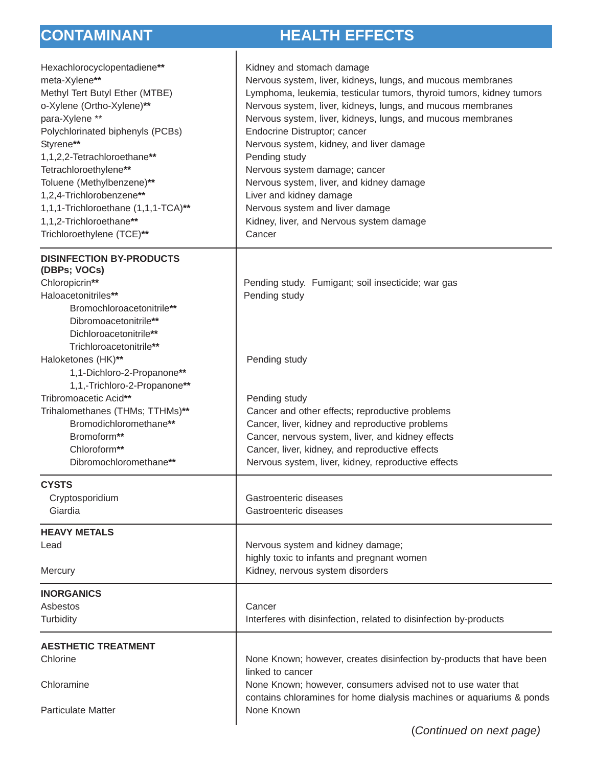| CONTAMINANT | HEALTH EFFECTS |
|---|---|
| Hexachlorocyclopentadiene** | Kidney and stomach damage |
| meta-Xylene** | Nervous system, liver, kidneys, lungs, and mucous membranes |
| Methyl Tert Butyl Ether (MTBE) | Lymphoma, leukemia, testicular tumors, thyroid tumors, kidney tumors |
| o-Xylene (Ortho-Xylene)** | Nervous system, liver, kidneys, lungs, and mucous membranes |
| para-Xylene ** | Nervous system, liver, kidneys, lungs, and mucous membranes |
| Polychlorinated biphenyls (PCBs) | Endocrine Distruptor; cancer |
| Styrene** | Nervous system, kidney, and liver damage |
| 1,1,2,2-Tetrachloroethane** | Pending study |
| Tetrachloroethylene** | Nervous system damage; cancer |
| Toluene (Methylbenzene)** | Nervous system, liver, and kidney damage |
| 1,2,4-Trichlorobenzene** | Liver and kidney damage |
| 1,1,1-Trichloroethane (1,1,1-TCA)** | Nervous system and liver damage |
| 1,1,2-Trichloroethane** | Kidney, liver, and Nervous system damage |
| Trichloroethylene (TCE)** | Cancer |
| **DISINFECTION BY-PRODUCTS (DBPs; VOCs)** | |
| Chloropicrin** | Pending study. Fumigant; soil insecticide; war gas |
| Haloacetonitriles** | Pending study |
| Bromochloroacetonitrile** | |
| Dibromoacetonitrile** | |
| Dichloroacetonitrile** | |
| Trichloroacetonitrile** | |
| Haloketones (HK)** | Pending study |
| 1,1-Dichloro-2-Propanone** | |
| 1,1,-Trichloro-2-Propanone** | |
| Tribromoacetic Acid** | Pending study |
| Trihalomethanes (THMs; TTHMs)** | Cancer and other effects; reproductive problems |
| Bromodichloromethane** | Cancer, liver, kidney and reproductive problems |
| Bromoform** | Cancer, nervous system, liver, and kidney effects |
| Chloroform** | Cancer, liver, kidney, and reproductive effects |
| Dibromochloromethane** | Nervous system, liver, kidney, reproductive effects |
| **CYSTS** | |
| Cryptosporidium | Gastroenteric diseases |
| Giardia | Gastroenteric diseases |
| **HEAVY METALS** | |
| Lead | Nervous system and kidney damage; highly toxic to infants and pregnant women |
| Mercury | Kidney, nervous system disorders |
| **INORGANICS** | |
| Asbestos | Cancer |
| Turbidity | Interferes with disinfection, related to disinfection by-products |
| **AESTHETIC TREATMENT** | |
| Chlorine | None Known; however, creates disinfection by-products that have been linked to cancer |
| Chloramine | None Known; however, consumers advised not to use water that contains chloramines for home dialysis machines or aquariums & ponds |
| Particulate Matter | None Known |

(*Continued on next page)*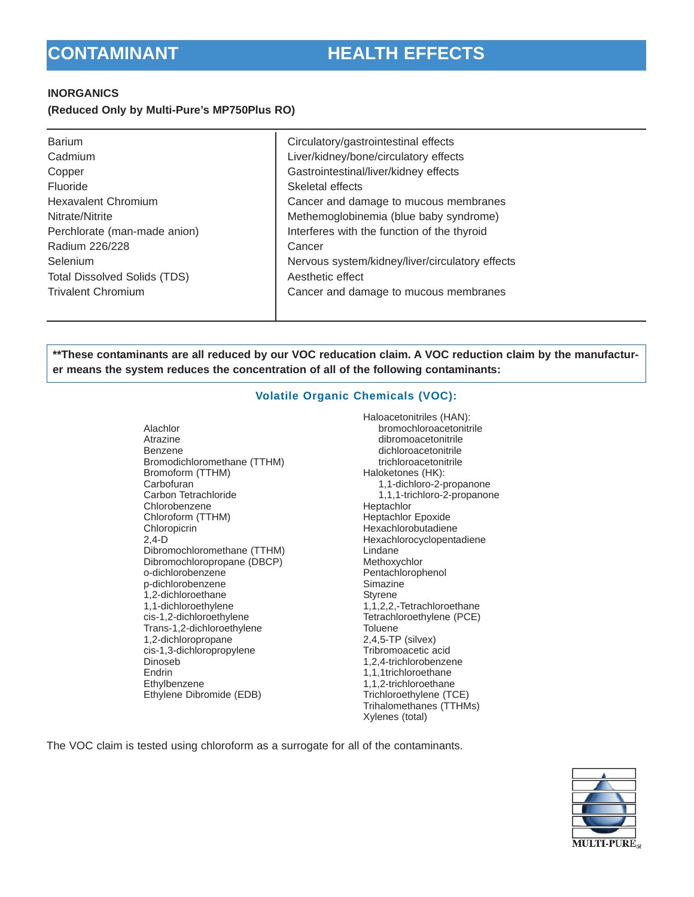| CONTAMINANT | HEALTH EFFECTS |
| --- | --- |

**INORGANICS**

**(Reduced Only by Multi-Pure's MP750Plus RO)**

| | |
| --- | --- |
| Barium | Circulatory/gastrointestinal effects |
| Cadmium | Liver/kidney/bone/circulatory effects |
| Copper | Gastrointestinal/liver/kidney effects |
| Fluoride | Skeletal effects |
| Hexavalent Chromium | Cancer and damage to mucous membranes |
| Nitrate/Nitrite | Methemoglobinemia (blue baby syndrome) |
| Perchlorate (man-made anion) | Interferes with the function of the thyroid |
| Radium 226/228 | Cancer |
| Selenium | Nervous system/kidney/liver/circulatory effects |
| Total Dissolved Solids (TDS) | Aesthetic effect |
| Trivalent Chromium | Cancer and damage to mucous membranes |

**\*\*These contaminants are all reduced by our VOC reducation claim. A VOC reduction claim by the manufacturer means the system reduces the concentration of all of the following contaminants:**

### Volatile Organic Chemicals (VOC):

- Alachlor
- Atrazine
- Benzene
- Bromodichloromethane (TTHM)
- Bromoform (TTHM)
- Carbofuran
- Carbon Tetrachloride
- Chlorobenzene
- Chloroform (TTHM)
- Chloropicrin
- 2,4-D
- Dibromochloromethane (TTHM)
- Dibromochloropropane (DBCP)
- o-dichlorobenzene
- p-dichlorobenzene
- 1,2-dichloroethane
- 1,1-dichloroethylene
- cis-1,2-dichloroethylene
- Trans-1,2-dichloroethylene
- 1,2-dichloropropane
- cis-1,3-dichloropropylene
- Dinoseb
- Endrin
- Ethylbenzene
- Ethylene Dibromide (EDB)
- Haloacetonitriles (HAN):
  - bromochloroacetonitrile
  - dibromoacetonitrile
  - dichloroacetonitrile
  - trichloroacetonitrile
- Haloketones (HK):
  - 1,1-dichloro-2-propanone
  - 1,1,1-trichloro-2-propanone
- Heptachlor
- Heptachlor Epoxide
- Hexachlorobutadiene
- Hexachlorocyclopentadiene
- Lindane
- Methoxychlor
- Pentachlorophenol
- Simazine
- Styrene
- 1,1,2,2,-Tetrachloroethane
- Tetrachloroethylene (PCE)
- Toluene
- 2,4,5-TP (silvex)
- Tribromoacetic acid
- 1,2,4-trichlorobenzene
- 1,1,1trichloroethane
- 1,1,2-trichloroethane
- Trichloroethylene (TCE)
- Trihalomethanes (TTHMs)
- Xylenes (total)

The VOC claim is tested using chloroform as a surrogate for all of the contaminants.

MULTI-PURE®